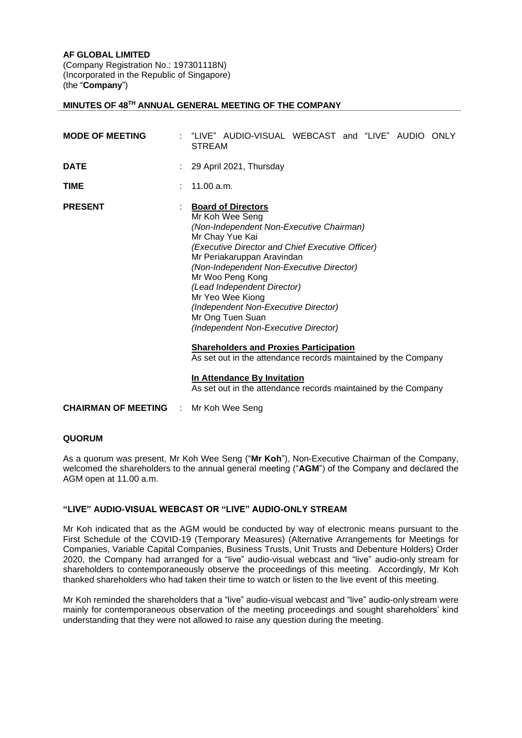**AF GLOBAL LIMITED**
(Company Registration No.: 197301118N)
(Incorporated in the Republic of Singapore)
(the "**Company**")

**MINUTES OF 48TH ANNUAL GENERAL MEETING OF THE COMPANY**

| | | |
|---|---|---|
| **MODE OF MEETING** | : | "LIVE" AUDIO-VISUAL WEBCAST and "LIVE" AUDIO ONLY STREAM |
| **DATE** | : | 29 April 2021, Thursday |
| **TIME** | : | 11.00 a.m. |
| **PRESENT** | : | **Board of Directors**<br>Mr Koh Wee Seng<br>*(Non-Independent Non-Executive Chairman)*<br>Mr Chay Yue Kai<br>*(Executive Director and Chief Executive Officer)*<br>Mr Periakaruppan Aravindan<br>*(Non-Independent Non-Executive Director)*<br>Mr Woo Peng Kong<br>*(Lead Independent Director)*<br>Mr Yeo Wee Kiong<br>*(Independent Non-Executive Director)*<br>Mr Ong Tuen Suan<br>*(Independent Non-Executive Director)*<br><br>**Shareholders and Proxies Participation**<br>As set out in the attendance records maintained by the Company<br><br>**In Attendance By Invitation**<br>As set out in the attendance records maintained by the Company |
| **CHAIRMAN OF MEETING** | : | Mr Koh Wee Seng |

**QUORUM**

As a quorum was present, Mr Koh Wee Seng ("**Mr Koh**"), Non-Executive Chairman of the Company, welcomed the shareholders to the annual general meeting ("**AGM**") of the Company and declared the AGM open at 11.00 a.m.

**"LIVE" AUDIO-VISUAL WEBCAST OR "LIVE" AUDIO-ONLY STREAM**

Mr Koh indicated that as the AGM would be conducted by way of electronic means pursuant to the First Schedule of the COVID-19 (Temporary Measures) (Alternative Arrangements for Meetings for Companies, Variable Capital Companies, Business Trusts, Unit Trusts and Debenture Holders) Order 2020, the Company had arranged for a "live" audio-visual webcast and "live" audio-only stream for shareholders to contemporaneously observe the proceedings of this meeting. Accordingly, Mr Koh thanked shareholders who had taken their time to watch or listen to the live event of this meeting.

Mr Koh reminded the shareholders that a "live" audio-visual webcast and "live" audio-only stream were mainly for contemporaneous observation of the meeting proceedings and sought shareholders' kind understanding that they were not allowed to raise any question during the meeting.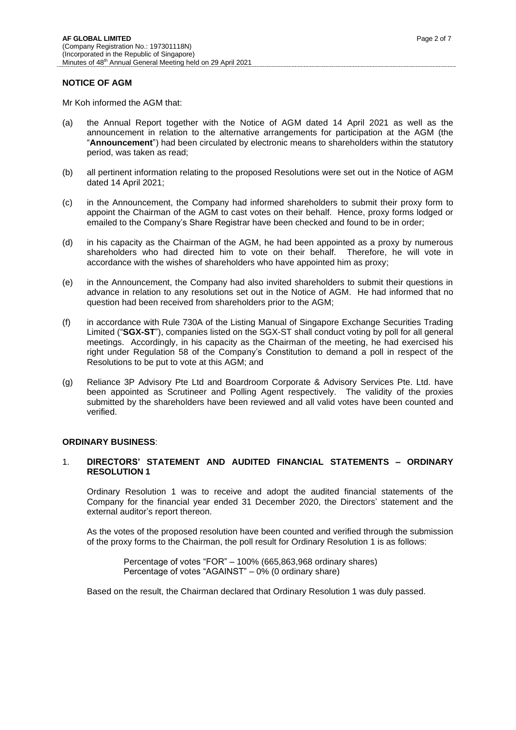**NOTICE OF AGM**

Mr Koh informed the AGM that:

(a) the Annual Report together with the Notice of AGM dated 14 April 2021 as well as the announcement in relation to the alternative arrangements for participation at the AGM (the "**Announcement**") had been circulated by electronic means to shareholders within the statutory period, was taken as read;

(b) all pertinent information relating to the proposed Resolutions were set out in the Notice of AGM dated 14 April 2021;

(c) in the Announcement, the Company had informed shareholders to submit their proxy form to appoint the Chairman of the AGM to cast votes on their behalf. Hence, proxy forms lodged or emailed to the Company's Share Registrar have been checked and found to be in order;

(d) in his capacity as the Chairman of the AGM, he had been appointed as a proxy by numerous shareholders who had directed him to vote on their behalf. Therefore, he will vote in accordance with the wishes of shareholders who have appointed him as proxy;

(e) in the Announcement, the Company had also invited shareholders to submit their questions in advance in relation to any resolutions set out in the Notice of AGM. He had informed that no question had been received from shareholders prior to the AGM;

(f) in accordance with Rule 730A of the Listing Manual of Singapore Exchange Securities Trading Limited ("**SGX-ST**"), companies listed on the SGX-ST shall conduct voting by poll for all general meetings. Accordingly, in his capacity as the Chairman of the meeting, he had exercised his right under Regulation 58 of the Company's Constitution to demand a poll in respect of the Resolutions to be put to vote at this AGM; and

(g) Reliance 3P Advisory Pte Ltd and Boardroom Corporate & Advisory Services Pte. Ltd. have been appointed as Scrutineer and Polling Agent respectively. The validity of the proxies submitted by the shareholders have been reviewed and all valid votes have been counted and verified.

**ORDINARY BUSINESS**:

1. **DIRECTORS' STATEMENT AND AUDITED FINANCIAL STATEMENTS – ORDINARY RESOLUTION 1**

   Ordinary Resolution 1 was to receive and adopt the audited financial statements of the Company for the financial year ended 31 December 2020, the Directors' statement and the external auditor's report thereon.

   As the votes of the proposed resolution have been counted and verified through the submission of the proxy forms to the Chairman, the poll result for Ordinary Resolution 1 is as follows:

   Percentage of votes "FOR" – 100% (665,863,968 ordinary shares)
   Percentage of votes "AGAINST" – 0% (0 ordinary share)

   Based on the result, the Chairman declared that Ordinary Resolution 1 was duly passed.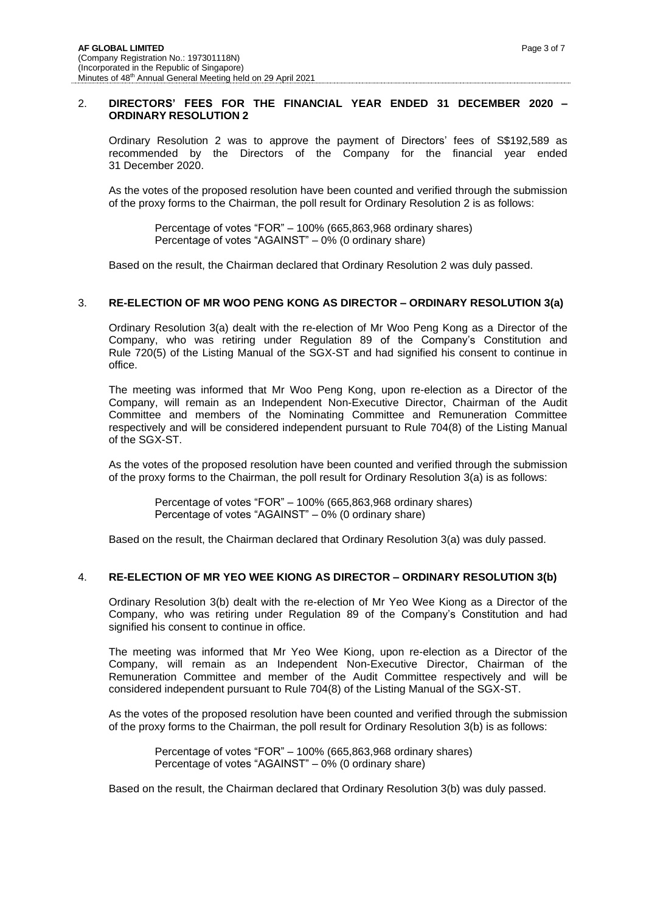## 2. DIRECTORS' FEES FOR THE FINANCIAL YEAR ENDED 31 DECEMBER 2020 – ORDINARY RESOLUTION 2

Ordinary Resolution 2 was to approve the payment of Directors' fees of S$192,589 as recommended by the Directors of the Company for the financial year ended 31 December 2020.

As the votes of the proposed resolution have been counted and verified through the submission of the proxy forms to the Chairman, the poll result for Ordinary Resolution 2 is as follows:

> Percentage of votes "FOR" – 100% (665,863,968 ordinary shares)
> Percentage of votes "AGAINST" – 0% (0 ordinary share)

Based on the result, the Chairman declared that Ordinary Resolution 2 was duly passed.

## 3. RE-ELECTION OF MR WOO PENG KONG AS DIRECTOR – ORDINARY RESOLUTION 3(a)

Ordinary Resolution 3(a) dealt with the re-election of Mr Woo Peng Kong as a Director of the Company, who was retiring under Regulation 89 of the Company's Constitution and Rule 720(5) of the Listing Manual of the SGX-ST and had signified his consent to continue in office.

The meeting was informed that Mr Woo Peng Kong, upon re-election as a Director of the Company, will remain as an Independent Non-Executive Director, Chairman of the Audit Committee and members of the Nominating Committee and Remuneration Committee respectively and will be considered independent pursuant to Rule 704(8) of the Listing Manual of the SGX-ST.

As the votes of the proposed resolution have been counted and verified through the submission of the proxy forms to the Chairman, the poll result for Ordinary Resolution 3(a) is as follows:

> Percentage of votes "FOR" – 100% (665,863,968 ordinary shares)
> Percentage of votes "AGAINST" – 0% (0 ordinary share)

Based on the result, the Chairman declared that Ordinary Resolution 3(a) was duly passed.

## 4. RE-ELECTION OF MR YEO WEE KIONG AS DIRECTOR – ORDINARY RESOLUTION 3(b)

Ordinary Resolution 3(b) dealt with the re-election of Mr Yeo Wee Kiong as a Director of the Company, who was retiring under Regulation 89 of the Company's Constitution and had signified his consent to continue in office.

The meeting was informed that Mr Yeo Wee Kiong, upon re-election as a Director of the Company, will remain as an Independent Non-Executive Director, Chairman of the Remuneration Committee and member of the Audit Committee respectively and will be considered independent pursuant to Rule 704(8) of the Listing Manual of the SGX-ST.

As the votes of the proposed resolution have been counted and verified through the submission of the proxy forms to the Chairman, the poll result for Ordinary Resolution 3(b) is as follows:

> Percentage of votes "FOR" – 100% (665,863,968 ordinary shares)
> Percentage of votes "AGAINST" – 0% (0 ordinary share)

Based on the result, the Chairman declared that Ordinary Resolution 3(b) was duly passed.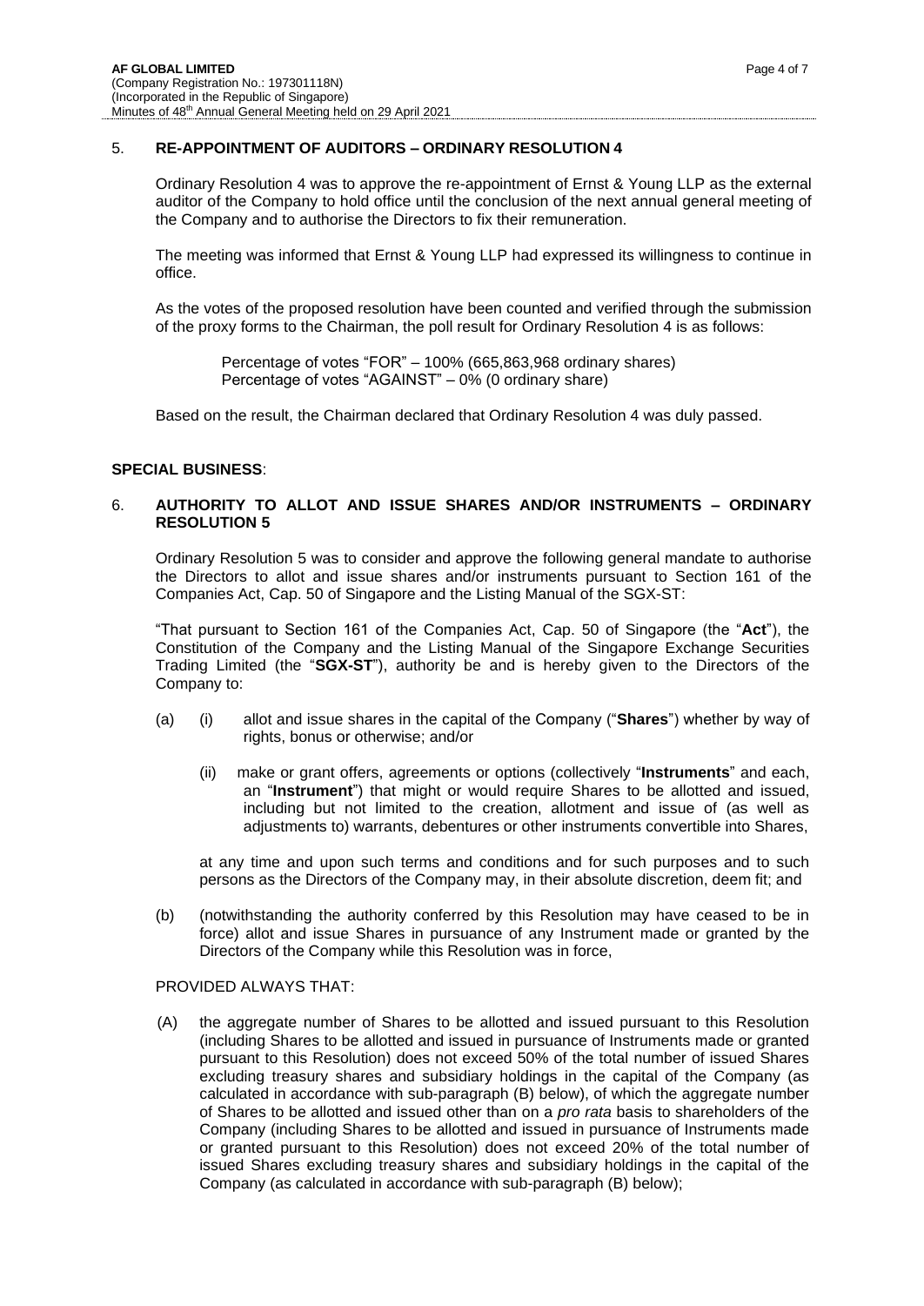## 5. RE-APPOINTMENT OF AUDITORS – ORDINARY RESOLUTION 4

Ordinary Resolution 4 was to approve the re-appointment of Ernst & Young LLP as the external auditor of the Company to hold office until the conclusion of the next annual general meeting of the Company and to authorise the Directors to fix their remuneration.

The meeting was informed that Ernst & Young LLP had expressed its willingness to continue in office.

As the votes of the proposed resolution have been counted and verified through the submission of the proxy forms to the Chairman, the poll result for Ordinary Resolution 4 is as follows:

Percentage of votes "FOR" – 100% (665,863,968 ordinary shares)
Percentage of votes "AGAINST" – 0% (0 ordinary share)

Based on the result, the Chairman declared that Ordinary Resolution 4 was duly passed.

**SPECIAL BUSINESS**:

## 6. AUTHORITY TO ALLOT AND ISSUE SHARES AND/OR INSTRUMENTS – ORDINARY RESOLUTION 5

Ordinary Resolution 5 was to consider and approve the following general mandate to authorise the Directors to allot and issue shares and/or instruments pursuant to Section 161 of the Companies Act, Cap. 50 of Singapore and the Listing Manual of the SGX-ST:

"That pursuant to Section 161 of the Companies Act, Cap. 50 of Singapore (the "**Act**"), the Constitution of the Company and the Listing Manual of the Singapore Exchange Securities Trading Limited (the "**SGX-ST**"), authority be and is hereby given to the Directors of the Company to:

(a) (i) allot and issue shares in the capital of the Company ("**Shares**") whether by way of rights, bonus or otherwise; and/or

(ii) make or grant offers, agreements or options (collectively "**Instruments**" and each, an "**Instrument**") that might or would require Shares to be allotted and issued, including but not limited to the creation, allotment and issue of (as well as adjustments to) warrants, debentures or other instruments convertible into Shares,

at any time and upon such terms and conditions and for such purposes and to such persons as the Directors of the Company may, in their absolute discretion, deem fit; and

(b) (notwithstanding the authority conferred by this Resolution may have ceased to be in force) allot and issue Shares in pursuance of any Instrument made or granted by the Directors of the Company while this Resolution was in force,

PROVIDED ALWAYS THAT:

(A) the aggregate number of Shares to be allotted and issued pursuant to this Resolution (including Shares to be allotted and issued in pursuance of Instruments made or granted pursuant to this Resolution) does not exceed 50% of the total number of issued Shares excluding treasury shares and subsidiary holdings in the capital of the Company (as calculated in accordance with sub-paragraph (B) below), of which the aggregate number of Shares to be allotted and issued other than on a *pro rata* basis to shareholders of the Company (including Shares to be allotted and issued in pursuance of Instruments made or granted pursuant to this Resolution) does not exceed 20% of the total number of issued Shares excluding treasury shares and subsidiary holdings in the capital of the Company (as calculated in accordance with sub-paragraph (B) below);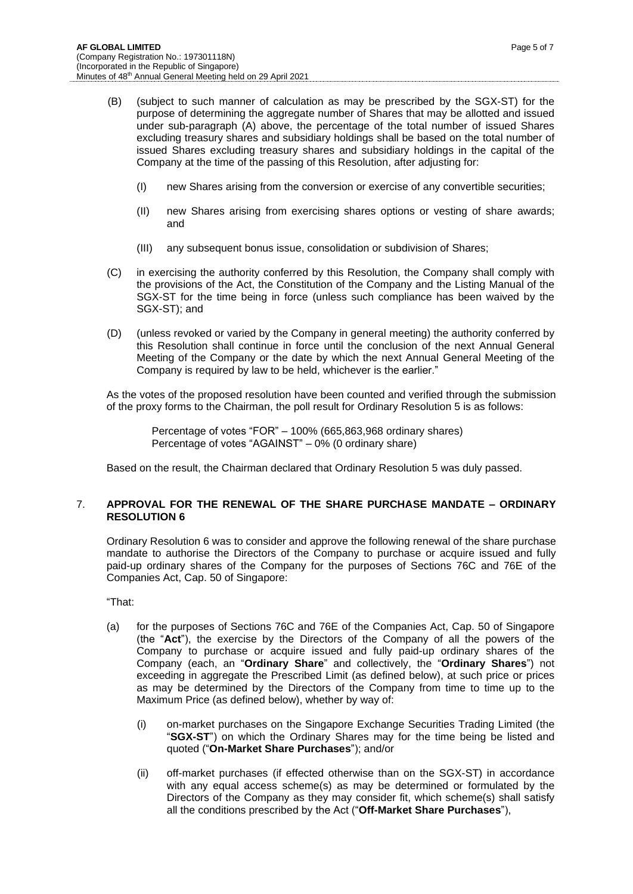(B) (subject to such manner of calculation as may be prescribed by the SGX-ST) for the purpose of determining the aggregate number of Shares that may be allotted and issued under sub-paragraph (A) above, the percentage of the total number of issued Shares excluding treasury shares and subsidiary holdings shall be based on the total number of issued Shares excluding treasury shares and subsidiary holdings in the capital of the Company at the time of the passing of this Resolution, after adjusting for:

   (I) new Shares arising from the conversion or exercise of any convertible securities;

   (II) new Shares arising from exercising shares options or vesting of share awards; and

   (III) any subsequent bonus issue, consolidation or subdivision of Shares;

(C) in exercising the authority conferred by this Resolution, the Company shall comply with the provisions of the Act, the Constitution of the Company and the Listing Manual of the SGX-ST for the time being in force (unless such compliance has been waived by the SGX-ST); and

(D) (unless revoked or varied by the Company in general meeting) the authority conferred by this Resolution shall continue in force until the conclusion of the next Annual General Meeting of the Company or the date by which the next Annual General Meeting of the Company is required by law to be held, whichever is the earlier."

As the votes of the proposed resolution have been counted and verified through the submission of the proxy forms to the Chairman, the poll result for Ordinary Resolution 5 is as follows:

> Percentage of votes "FOR" – 100% (665,863,968 ordinary shares)
> Percentage of votes "AGAINST" – 0% (0 ordinary share)

Based on the result, the Chairman declared that Ordinary Resolution 5 was duly passed.

## 7. APPROVAL FOR THE RENEWAL OF THE SHARE PURCHASE MANDATE – ORDINARY RESOLUTION 6

Ordinary Resolution 6 was to consider and approve the following renewal of the share purchase mandate to authorise the Directors of the Company to purchase or acquire issued and fully paid-up ordinary shares of the Company for the purposes of Sections 76C and 76E of the Companies Act, Cap. 50 of Singapore:

"That:

(a) for the purposes of Sections 76C and 76E of the Companies Act, Cap. 50 of Singapore (the "**Act**"), the exercise by the Directors of the Company of all the powers of the Company to purchase or acquire issued and fully paid-up ordinary shares of the Company (each, an "**Ordinary Share**" and collectively, the "**Ordinary Shares**") not exceeding in aggregate the Prescribed Limit (as defined below), at such price or prices as may be determined by the Directors of the Company from time to time up to the Maximum Price (as defined below), whether by way of:

   (i) on-market purchases on the Singapore Exchange Securities Trading Limited (the "**SGX-ST**") on which the Ordinary Shares may for the time being be listed and quoted ("**On-Market Share Purchases**"); and/or

   (ii) off-market purchases (if effected otherwise than on the SGX-ST) in accordance with any equal access scheme(s) as may be determined or formulated by the Directors of the Company as they may consider fit, which scheme(s) shall satisfy all the conditions prescribed by the Act ("**Off-Market Share Purchases**"),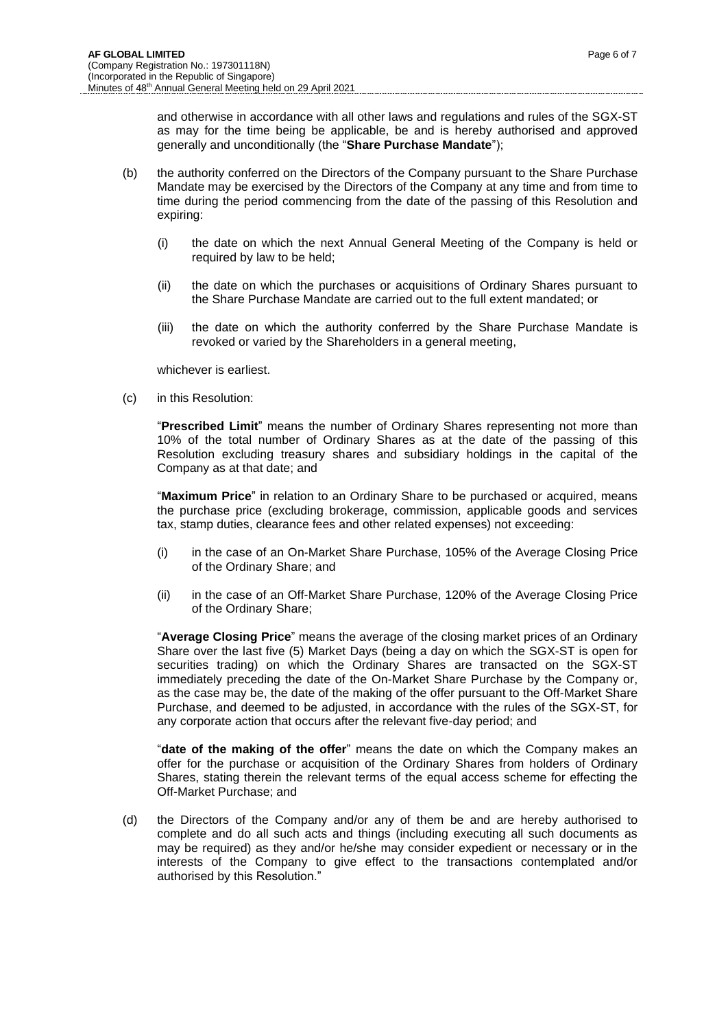and otherwise in accordance with all other laws and regulations and rules of the SGX-ST as may for the time being be applicable, be and is hereby authorised and approved generally and unconditionally (the "**Share Purchase Mandate**");

(b) the authority conferred on the Directors of the Company pursuant to the Share Purchase Mandate may be exercised by the Directors of the Company at any time and from time to time during the period commencing from the date of the passing of this Resolution and expiring:

(i) the date on which the next Annual General Meeting of the Company is held or required by law to be held;

(ii) the date on which the purchases or acquisitions of Ordinary Shares pursuant to the Share Purchase Mandate are carried out to the full extent mandated; or

(iii) the date on which the authority conferred by the Share Purchase Mandate is revoked or varied by the Shareholders in a general meeting,

whichever is earliest.

(c) in this Resolution:

"**Prescribed Limit**" means the number of Ordinary Shares representing not more than 10% of the total number of Ordinary Shares as at the date of the passing of this Resolution excluding treasury shares and subsidiary holdings in the capital of the Company as at that date; and

"**Maximum Price**" in relation to an Ordinary Share to be purchased or acquired, means the purchase price (excluding brokerage, commission, applicable goods and services tax, stamp duties, clearance fees and other related expenses) not exceeding:

(i) in the case of an On-Market Share Purchase, 105% of the Average Closing Price of the Ordinary Share; and

(ii) in the case of an Off-Market Share Purchase, 120% of the Average Closing Price of the Ordinary Share;

"**Average Closing Price**" means the average of the closing market prices of an Ordinary Share over the last five (5) Market Days (being a day on which the SGX-ST is open for securities trading) on which the Ordinary Shares are transacted on the SGX-ST immediately preceding the date of the On-Market Share Purchase by the Company or, as the case may be, the date of the making of the offer pursuant to the Off-Market Share Purchase, and deemed to be adjusted, in accordance with the rules of the SGX-ST, for any corporate action that occurs after the relevant five-day period; and

"**date of the making of the offer**" means the date on which the Company makes an offer for the purchase or acquisition of the Ordinary Shares from holders of Ordinary Shares, stating therein the relevant terms of the equal access scheme for effecting the Off-Market Purchase; and

(d) the Directors of the Company and/or any of them be and are hereby authorised to complete and do all such acts and things (including executing all such documents as may be required) as they and/or he/she may consider expedient or necessary or in the interests of the Company to give effect to the transactions contemplated and/or authorised by this Resolution."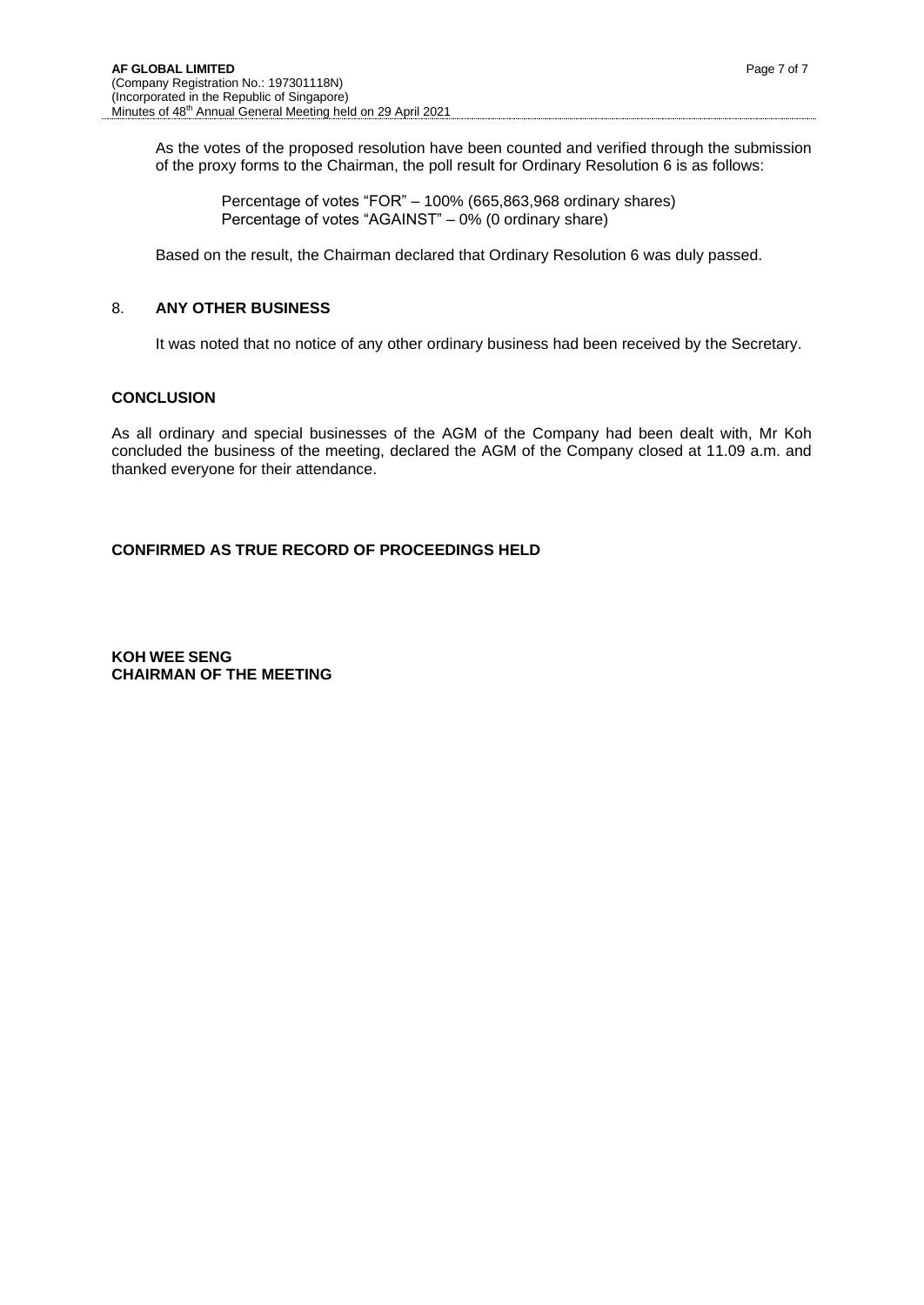As the votes of the proposed resolution have been counted and verified through the submission of the proxy forms to the Chairman, the poll result for Ordinary Resolution 6 is as follows:

Percentage of votes "FOR" – 100% (665,863,968 ordinary shares)
Percentage of votes "AGAINST" – 0% (0 ordinary share)

Based on the result, the Chairman declared that Ordinary Resolution 6 was duly passed.

## 8. ANY OTHER BUSINESS

It was noted that no notice of any other ordinary business had been received by the Secretary.

## CONCLUSION

As all ordinary and special businesses of the AGM of the Company had been dealt with, Mr Koh concluded the business of the meeting, declared the AGM of the Company closed at 11.09 a.m. and thanked everyone for their attendance.

**CONFIRMED AS TRUE RECORD OF PROCEEDINGS HELD**

**KOH WEE SENG**
**CHAIRMAN OF THE MEETING**